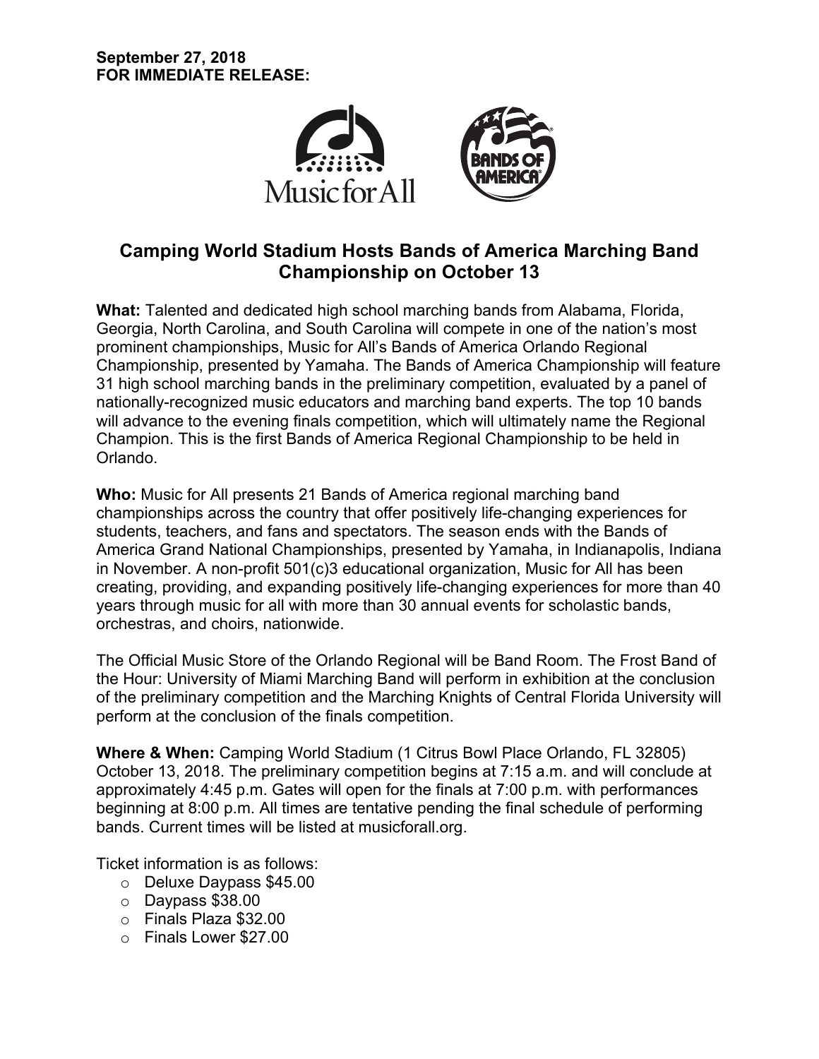**September 27, 2018**
**FOR IMMEDIATE RELEASE:**

# Camping World Stadium Hosts Bands of America Marching Band Championship on October 13

**What:** Talented and dedicated high school marching bands from Alabama, Florida, Georgia, North Carolina, and South Carolina will compete in one of the nation's most prominent championships, Music for All's Bands of America Orlando Regional Championship, presented by Yamaha. The Bands of America Championship will feature 31 high school marching bands in the preliminary competition, evaluated by a panel of nationally-recognized music educators and marching band experts. The top 10 bands will advance to the evening finals competition, which will ultimately name the Regional Champion. This is the first Bands of America Regional Championship to be held in Orlando.

**Who:** Music for All presents 21 Bands of America regional marching band championships across the country that offer positively life-changing experiences for students, teachers, and fans and spectators. The season ends with the Bands of America Grand National Championships, presented by Yamaha, in Indianapolis, Indiana in November. A non-profit 501(c)3 educational organization, Music for All has been creating, providing, and expanding positively life-changing experiences for more than 40 years through music for all with more than 30 annual events for scholastic bands, orchestras, and choirs, nationwide.

The Official Music Store of the Orlando Regional will be Band Room. The Frost Band of the Hour: University of Miami Marching Band will perform in exhibition at the conclusion of the preliminary competition and the Marching Knights of Central Florida University will perform at the conclusion of the finals competition.

**Where & When:** Camping World Stadium (1 Citrus Bowl Place Orlando, FL 32805) October 13, 2018. The preliminary competition begins at 7:15 a.m. and will conclude at approximately 4:45 p.m. Gates will open for the finals at 7:00 p.m. with performances beginning at 8:00 p.m. All times are tentative pending the final schedule of performing bands. Current times will be listed at musicforall.org.

Ticket information is as follows:

- Deluxe Daypass $45.00
- Daypass $38.00
- Finals Plaza $32.00
- Finals Lower $27.00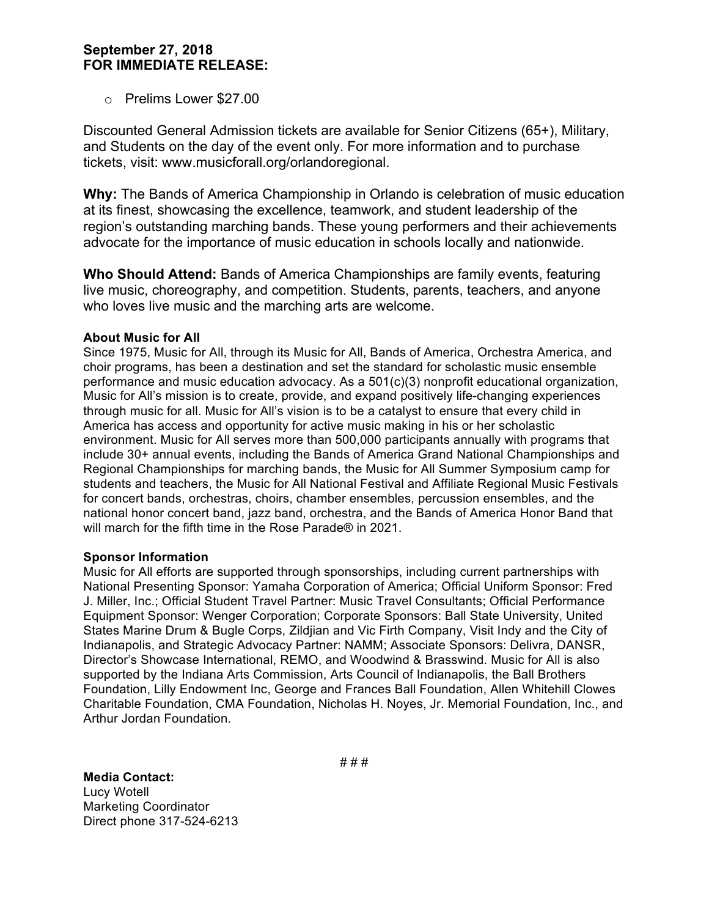**September 27, 2018**
**FOR IMMEDIATE RELEASE:**

- Prelims Lower $27.00

Discounted General Admission tickets are available for Senior Citizens (65+), Military, and Students on the day of the event only. For more information and to purchase tickets, visit: www.musicforall.org/orlandoregional.

**Why:** The Bands of America Championship in Orlando is celebration of music education at its finest, showcasing the excellence, teamwork, and student leadership of the region's outstanding marching bands. These young performers and their achievements advocate for the importance of music education in schools locally and nationwide.

**Who Should Attend:** Bands of America Championships are family events, featuring live music, choreography, and competition. Students, parents, teachers, and anyone who loves live music and the marching arts are welcome.

**About Music for All**

Since 1975, Music for All, through its Music for All, Bands of America, Orchestra America, and choir programs, has been a destination and set the standard for scholastic music ensemble performance and music education advocacy. As a 501(c)(3) nonprofit educational organization, Music for All's mission is to create, provide, and expand positively life-changing experiences through music for all. Music for All's vision is to be a catalyst to ensure that every child in America has access and opportunity for active music making in his or her scholastic environment. Music for All serves more than 500,000 participants annually with programs that include 30+ annual events, including the Bands of America Grand National Championships and Regional Championships for marching bands, the Music for All Summer Symposium camp for students and teachers, the Music for All National Festival and Affiliate Regional Music Festivals for concert bands, orchestras, choirs, chamber ensembles, percussion ensembles, and the national honor concert band, jazz band, orchestra, and the Bands of America Honor Band that will march for the fifth time in the Rose Parade® in 2021.

**Sponsor Information**

Music for All efforts are supported through sponsorships, including current partnerships with National Presenting Sponsor: Yamaha Corporation of America; Official Uniform Sponsor: Fred J. Miller, Inc.; Official Student Travel Partner: Music Travel Consultants; Official Performance Equipment Sponsor: Wenger Corporation; Corporate Sponsors: Ball State University, United States Marine Drum & Bugle Corps, Zildjian and Vic Firth Company, Visit Indy and the City of Indianapolis, and Strategic Advocacy Partner: NAMM; Associate Sponsors: Delivra, DANSR, Director's Showcase International, REMO, and Woodwind & Brasswind. Music for All is also supported by the Indiana Arts Commission, Arts Council of Indianapolis, the Ball Brothers Foundation, Lilly Endowment Inc, George and Frances Ball Foundation, Allen Whitehill Clowes Charitable Foundation, CMA Foundation, Nicholas H. Noyes, Jr. Memorial Foundation, Inc., and Arthur Jordan Foundation.

# # #

**Media Contact:**
Lucy Wotell
Marketing Coordinator
Direct phone 317-524-6213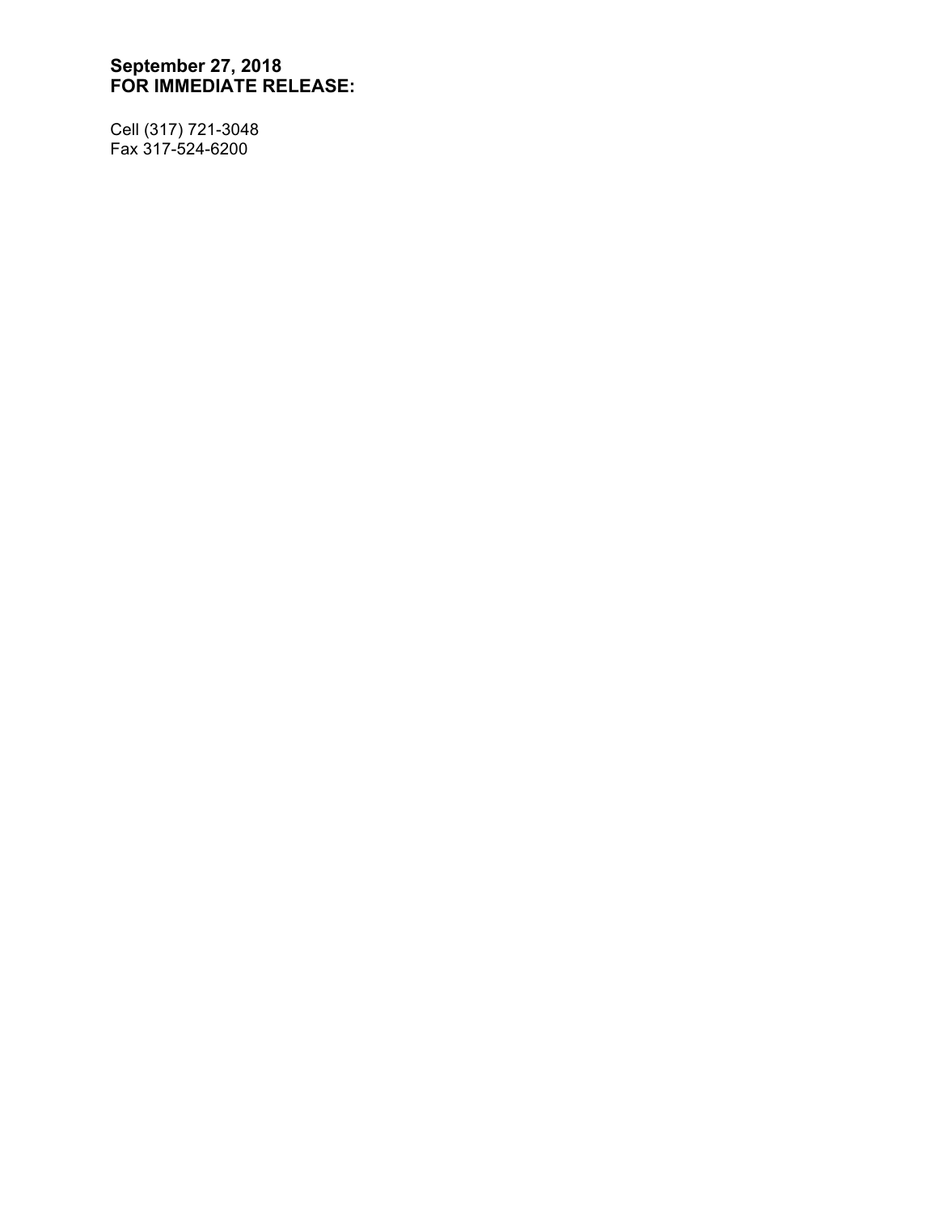**September 27, 2018**
**FOR IMMEDIATE RELEASE:**

Cell (317) 721-3048
Fax 317-524-6200